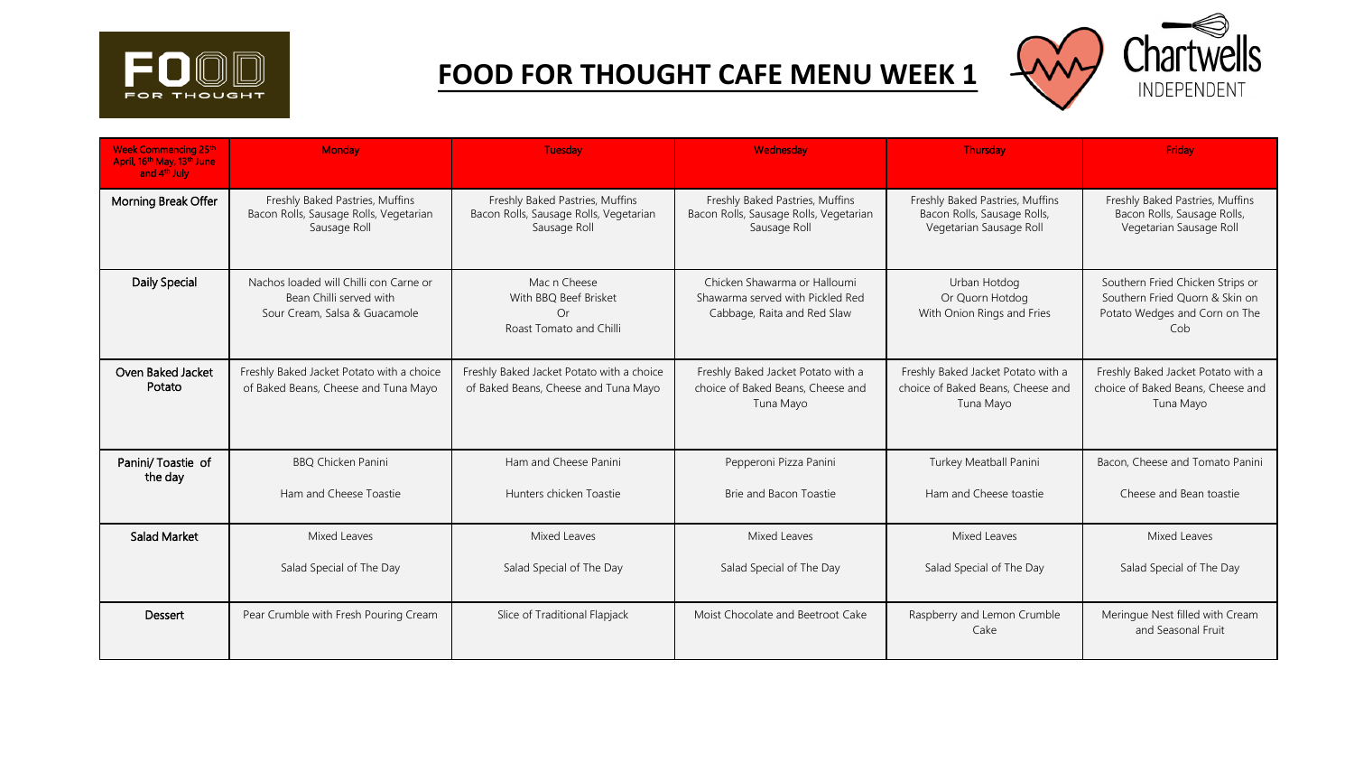# FOOD FOR THOUGHT CAFE MENU WEEK 1

| Week Commencing 25th April, 16th May, 13th June and 4th July | Monday | Tuesday | Wednesday | Thursday | Friday |
|---|---|---|---|---|---|
| **Morning Break Offer** | Freshly Baked Pastries, Muffins Bacon Rolls, Sausage Rolls, Vegetarian Sausage Roll | Freshly Baked Pastries, Muffins Bacon Rolls, Sausage Rolls, Vegetarian Sausage Roll | Freshly Baked Pastries, Muffins Bacon Rolls, Sausage Rolls, Vegetarian Sausage Roll | Freshly Baked Pastries, Muffins Bacon Rolls, Sausage Rolls, Vegetarian Sausage Roll | Freshly Baked Pastries, Muffins Bacon Rolls, Sausage Rolls, Vegetarian Sausage Roll |
| **Daily Special** | Nachos loaded will Chilli con Carne or Bean Chilli served with Sour Cream, Salsa & Guacamole | Mac n Cheese With BBQ Beef Brisket Or Roast Tomato and Chilli | Chicken Shawarma or Halloumi Shawarma served with Pickled Red Cabbage, Raita and Red Slaw | Urban Hotdog Or Quorn Hotdog With Onion Rings and Fries | Southern Fried Chicken Strips or Southern Fried Quorn & Skin on Potato Wedges and Corn on The Cob |
| **Oven Baked Jacket Potato** | Freshly Baked Jacket Potato with a choice of Baked Beans, Cheese and Tuna Mayo | Freshly Baked Jacket Potato with a choice of Baked Beans, Cheese and Tuna Mayo | Freshly Baked Jacket Potato with a choice of Baked Beans, Cheese and Tuna Mayo | Freshly Baked Jacket Potato with a choice of Baked Beans, Cheese and Tuna Mayo | Freshly Baked Jacket Potato with a choice of Baked Beans, Cheese and Tuna Mayo |
| **Panini/ Toastie of the day** | BBQ Chicken Panini<br><br>Ham and Cheese Toastie | Ham and Cheese Panini<br><br>Hunters chicken Toastie | Pepperoni Pizza Panini<br><br>Brie and Bacon Toastie | Turkey Meatball Panini<br><br>Ham and Cheese toastie | Bacon, Cheese and Tomato Panini<br><br>Cheese and Bean toastie |
| **Salad Market** | Mixed Leaves<br><br>Salad Special of The Day | Mixed Leaves<br><br>Salad Special of The Day | Mixed Leaves<br><br>Salad Special of The Day | Mixed Leaves<br><br>Salad Special of The Day | Mixed Leaves<br><br>Salad Special of The Day |
| **Dessert** | Pear Crumble with Fresh Pouring Cream | Slice of Traditional Flapjack | Moist Chocolate and Beetroot Cake | Raspberry and Lemon Crumble Cake | Meringue Nest filled with Cream and Seasonal Fruit |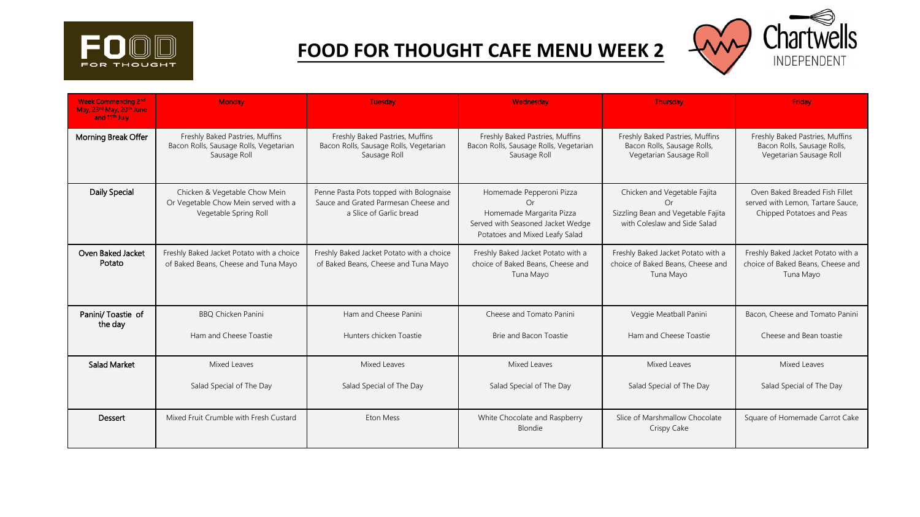# FOOD FOR THOUGHT CAFE MENU WEEK 2

| Week Commencing 2nd May, 23rd May, 20th June and 11th July | Monday | Tuesday | Wednesday | Thursday | Friday |
|---|---|---|---|---|---|
| **Morning Break Offer** | Freshly Baked Pastries, Muffins Bacon Rolls, Sausage Rolls, Vegetarian Sausage Roll | Freshly Baked Pastries, Muffins Bacon Rolls, Sausage Rolls, Vegetarian Sausage Roll | Freshly Baked Pastries, Muffins Bacon Rolls, Sausage Rolls, Vegetarian Sausage Roll | Freshly Baked Pastries, Muffins Bacon Rolls, Sausage Rolls, Vegetarian Sausage Roll | Freshly Baked Pastries, Muffins Bacon Rolls, Sausage Rolls, Vegetarian Sausage Roll |
| **Daily Special** | Chicken & Vegetable Chow Mein Or Vegetable Chow Mein served with a Vegetable Spring Roll | Penne Pasta Pots topped with Bolognaise Sauce and Grated Parmesan Cheese and a Slice of Garlic bread | Homemade Pepperoni Pizza Or Homemade Margarita Pizza Served with Seasoned Jacket Wedge Potatoes and Mixed Leafy Salad | Chicken and Vegetable Fajita Or Sizzling Bean and Vegetable Fajita with Coleslaw and Side Salad | Oven Baked Breaded Fish Fillet served with Lemon, Tartare Sauce, Chipped Potatoes and Peas |
| **Oven Baked Jacket Potato** | Freshly Baked Jacket Potato with a choice of Baked Beans, Cheese and Tuna Mayo | Freshly Baked Jacket Potato with a choice of Baked Beans, Cheese and Tuna Mayo | Freshly Baked Jacket Potato with a choice of Baked Beans, Cheese and Tuna Mayo | Freshly Baked Jacket Potato with a choice of Baked Beans, Cheese and Tuna Mayo | Freshly Baked Jacket Potato with a choice of Baked Beans, Cheese and Tuna Mayo |
| **Panini/ Toastie of the day** | BBQ Chicken Panini<br><br>Ham and Cheese Toastie | Ham and Cheese Panini<br><br>Hunters chicken Toastie | Cheese and Tomato Panini<br><br>Brie and Bacon Toastie | Veggie Meatball Panini<br><br>Ham and Cheese Toastie | Bacon, Cheese and Tomato Panini<br><br>Cheese and Bean toastie |
| **Salad Market** | Mixed Leaves<br><br>Salad Special of The Day | Mixed Leaves<br><br>Salad Special of The Day | Mixed Leaves<br><br>Salad Special of The Day | Mixed Leaves<br><br>Salad Special of The Day | Mixed Leaves<br><br>Salad Special of The Day |
| **Dessert** | Mixed Fruit Crumble with Fresh Custard | Eton Mess | White Chocolate and Raspberry Blondie | Slice of Marshmallow Chocolate Crispy Cake | Square of Homemade Carrot Cake |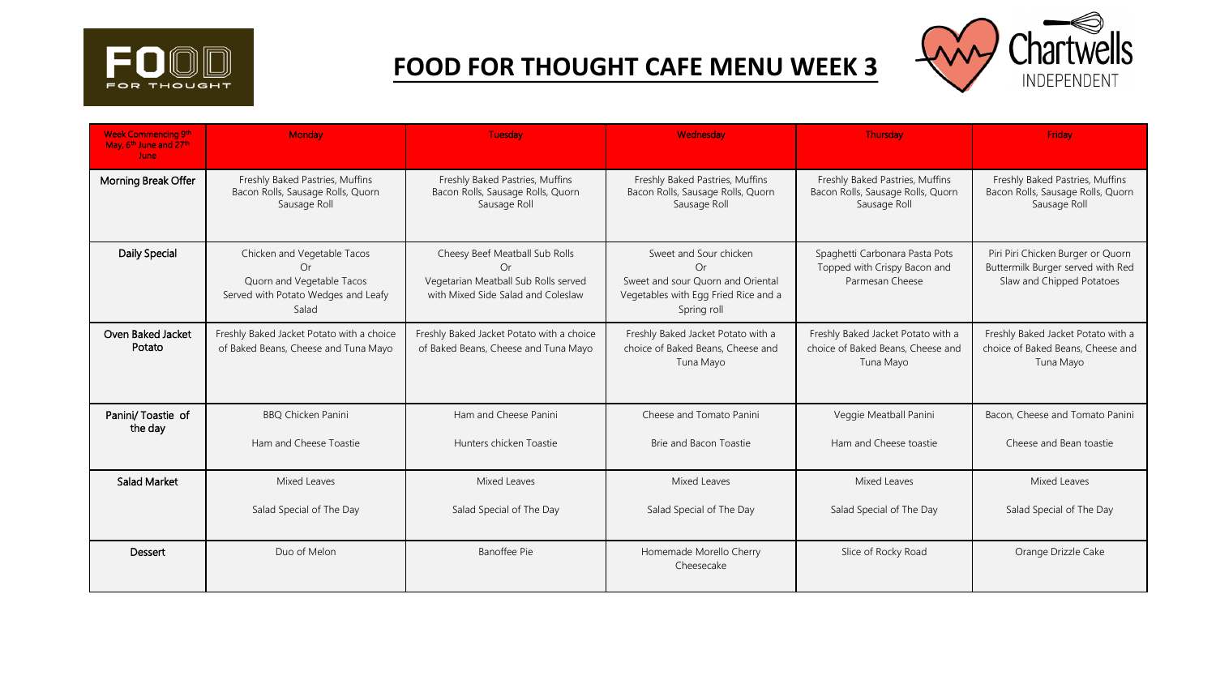FOOD FOR THOUGHT

# FOOD FOR THOUGHT CAFE MENU WEEK 3

Chartwells INDEPENDENT

| Week Commencing 9th May, 6th June and 27th June | Monday | Tuesday | Wednesday | Thursday | Friday |
|---|---|---|---|---|---|
| Morning Break Offer | Freshly Baked Pastries, Muffins Bacon Rolls, Sausage Rolls, Quorn Sausage Roll | Freshly Baked Pastries, Muffins Bacon Rolls, Sausage Rolls, Quorn Sausage Roll | Freshly Baked Pastries, Muffins Bacon Rolls, Sausage Rolls, Quorn Sausage Roll | Freshly Baked Pastries, Muffins Bacon Rolls, Sausage Rolls, Quorn Sausage Roll | Freshly Baked Pastries, Muffins Bacon Rolls, Sausage Rolls, Quorn Sausage Roll |
| Daily Special | Chicken and Vegetable Tacos Or Quorn and Vegetable Tacos Served with Potato Wedges and Leafy Salad | Cheesy Beef Meatball Sub Rolls Or Vegetarian Meatball Sub Rolls served with Mixed Side Salad and Coleslaw | Sweet and Sour chicken Or Sweet and sour Quorn and Oriental Vegetables with Egg Fried Rice and a Spring roll | Spaghetti Carbonara Pasta Pots Topped with Crispy Bacon and Parmesan Cheese | Piri Piri Chicken Burger or Quorn Buttermilk Burger served with Red Slaw and Chipped Potatoes |
| Oven Baked Jacket Potato | Freshly Baked Jacket Potato with a choice of Baked Beans, Cheese and Tuna Mayo | Freshly Baked Jacket Potato with a choice of Baked Beans, Cheese and Tuna Mayo | Freshly Baked Jacket Potato with a choice of Baked Beans, Cheese and Tuna Mayo | Freshly Baked Jacket Potato with a choice of Baked Beans, Cheese and Tuna Mayo | Freshly Baked Jacket Potato with a choice of Baked Beans, Cheese and Tuna Mayo |
| Panini/ Toastie of the day | BBQ Chicken Panini<br><br>Ham and Cheese Toastie | Ham and Cheese Panini<br><br>Hunters chicken Toastie | Cheese and Tomato Panini<br><br>Brie and Bacon Toastie | Veggie Meatball Panini<br><br>Ham and Cheese toastie | Bacon, Cheese and Tomato Panini<br><br>Cheese and Bean toastie |
| Salad Market | Mixed Leaves<br><br>Salad Special of The Day | Mixed Leaves<br><br>Salad Special of The Day | Mixed Leaves<br><br>Salad Special of The Day | Mixed Leaves<br><br>Salad Special of The Day | Mixed Leaves<br><br>Salad Special of The Day |
| Dessert | Duo of Melon | Banoffee Pie | Homemade Morello Cherry Cheesecake | Slice of Rocky Road | Orange Drizzle Cake |